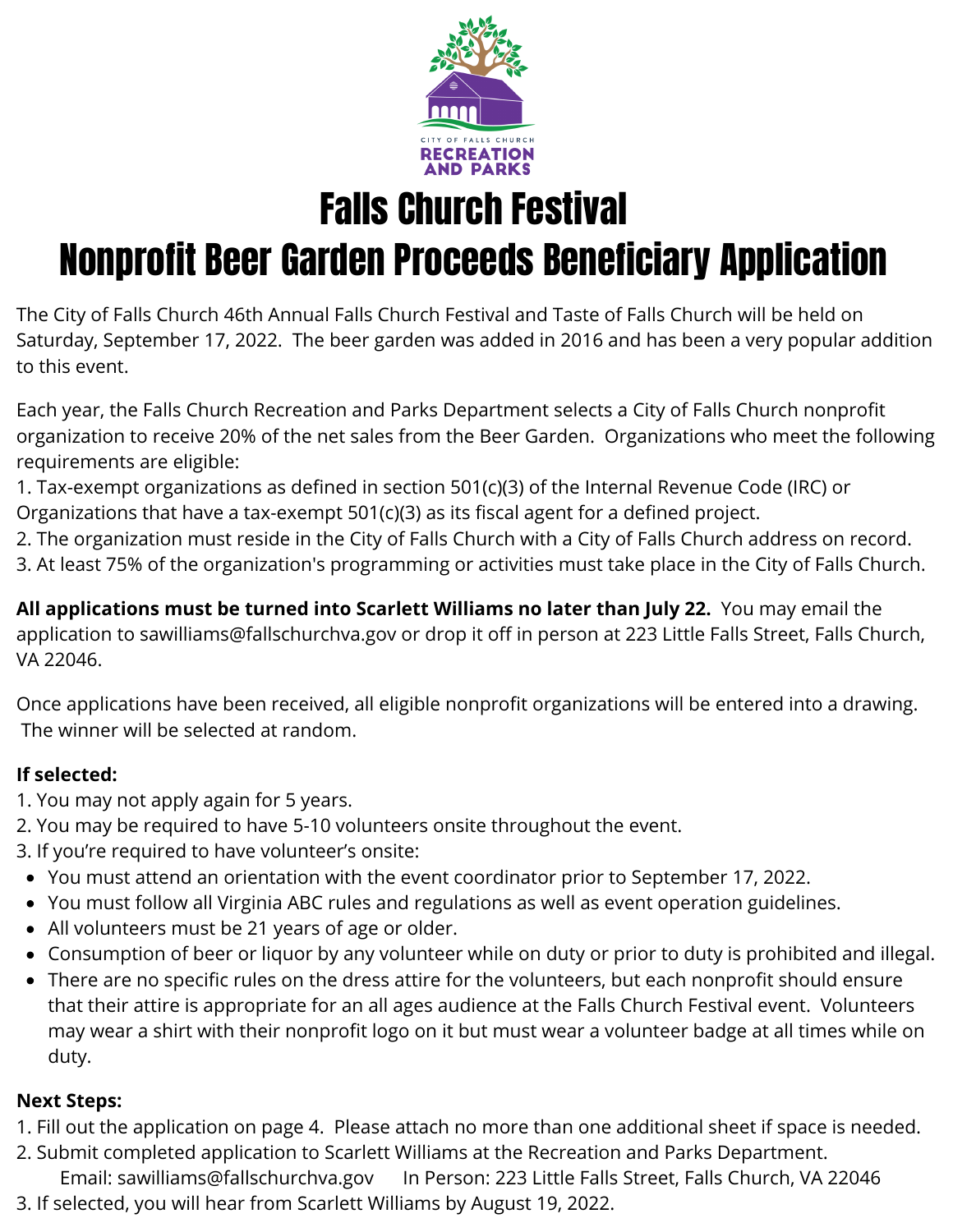CITY OF FALLS CHURCH
RECREATION AND PARKS

# Falls Church Festival
# Nonprofit Beer Garden Proceeds Beneficiary Application

The City of Falls Church 46th Annual Falls Church Festival and Taste of Falls Church will be held on Saturday, September 17, 2022. The beer garden was added in 2016 and has been a very popular addition to this event.

Each year, the Falls Church Recreation and Parks Department selects a City of Falls Church nonprofit organization to receive 20% of the net sales from the Beer Garden. Organizations who meet the following requirements are eligible:

1. Tax-exempt organizations as defined in section 501(c)(3) of the Internal Revenue Code (IRC) or Organizations that have a tax-exempt 501(c)(3) as its fiscal agent for a defined project.
2. The organization must reside in the City of Falls Church with a City of Falls Church address on record.
3. At least 75% of the organization's programming or activities must take place in the City of Falls Church.

**All applications must be turned into Scarlett Williams no later than July 22.** You may email the application to sawilliams@fallschurchva.gov or drop it off in person at 223 Little Falls Street, Falls Church, VA 22046.

Once applications have been received, all eligible nonprofit organizations will be entered into a drawing. The winner will be selected at random.

**If selected:**

1. You may not apply again for 5 years.
2. You may be required to have 5-10 volunteers onsite throughout the event.
3. If you're required to have volunteer's onsite:
   - You must attend an orientation with the event coordinator prior to September 17, 2022.
   - You must follow all Virginia ABC rules and regulations as well as event operation guidelines.
   - All volunteers must be 21 years of age or older.
   - Consumption of beer or liquor by any volunteer while on duty or prior to duty is prohibited and illegal.
   - There are no specific rules on the dress attire for the volunteers, but each nonprofit should ensure that their attire is appropriate for an all ages audience at the Falls Church Festival event. Volunteers may wear a shirt with their nonprofit logo on it but must wear a volunteer badge at all times while on duty.

**Next Steps:**

1. Fill out the application on page 4. Please attach no more than one additional sheet if space is needed.
2. Submit completed application to Scarlett Williams at the Recreation and Parks Department.
   Email: sawilliams@fallschurchva.gov In Person: 223 Little Falls Street, Falls Church, VA 22046
3. If selected, you will hear from Scarlett Williams by August 19, 2022.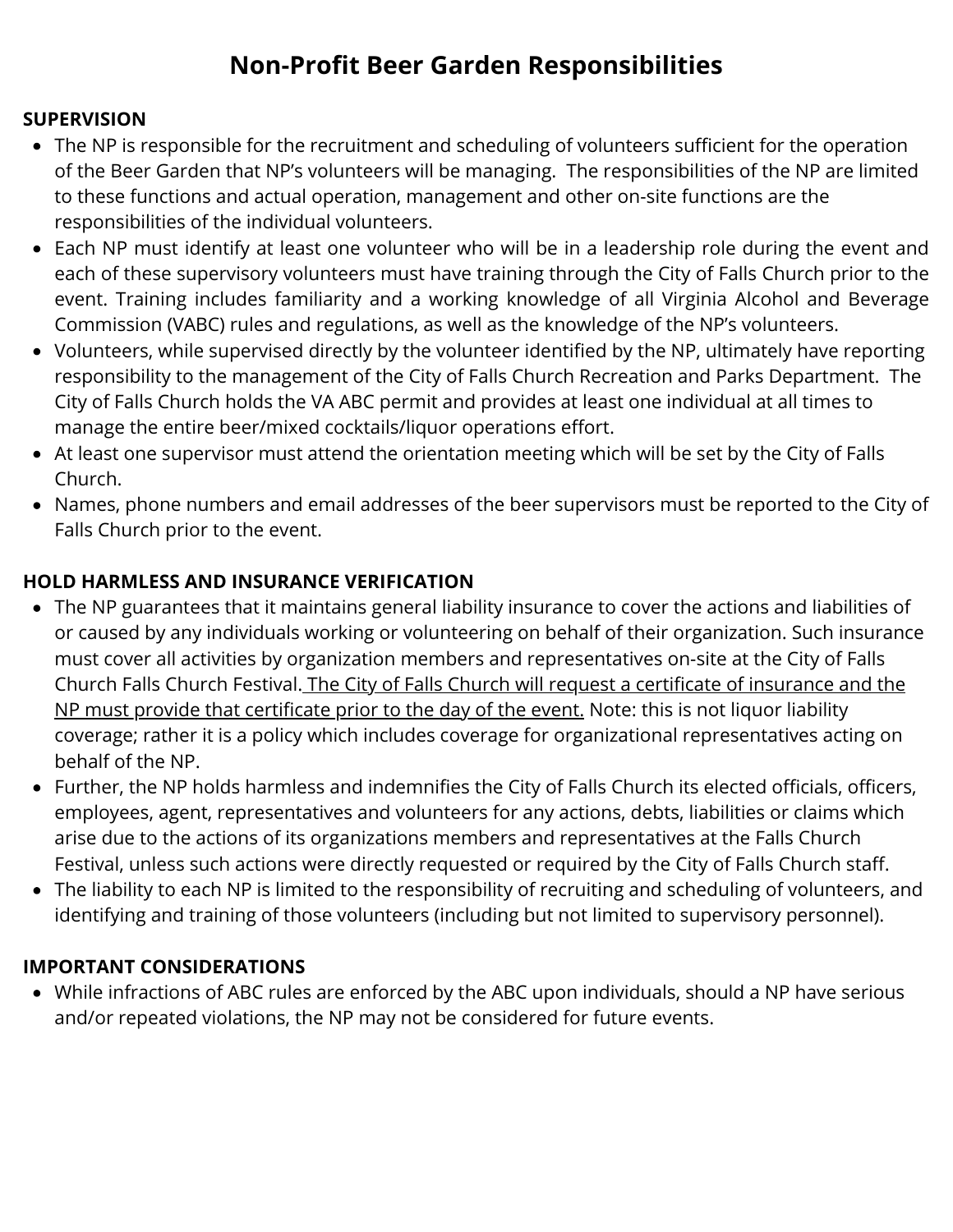# Non-Profit Beer Garden Responsibilities

**SUPERVISION**

- The NP is responsible for the recruitment and scheduling of volunteers sufficient for the operation of the Beer Garden that NP's volunteers will be managing. The responsibilities of the NP are limited to these functions and actual operation, management and other on-site functions are the responsibilities of the individual volunteers.
- Each NP must identify at least one volunteer who will be in a leadership role during the event and each of these supervisory volunteers must have training through the City of Falls Church prior to the event. Training includes familiarity and a working knowledge of all Virginia Alcohol and Beverage Commission (VABC) rules and regulations, as well as the knowledge of the NP's volunteers.
- Volunteers, while supervised directly by the volunteer identified by the NP, ultimately have reporting responsibility to the management of the City of Falls Church Recreation and Parks Department. The City of Falls Church holds the VA ABC permit and provides at least one individual at all times to manage the entire beer/mixed cocktails/liquor operations effort.
- At least one supervisor must attend the orientation meeting which will be set by the City of Falls Church.
- Names, phone numbers and email addresses of the beer supervisors must be reported to the City of Falls Church prior to the event.

**HOLD HARMLESS AND INSURANCE VERIFICATION**

- The NP guarantees that it maintains general liability insurance to cover the actions and liabilities of or caused by any individuals working or volunteering on behalf of their organization. Such insurance must cover all activities by organization members and representatives on-site at the City of Falls Church Falls Church Festival. <u>The City of Falls Church will request a certificate of insurance and the NP must provide that certificate prior to the day of the event.</u> Note: this is not liquor liability coverage; rather it is a policy which includes coverage for organizational representatives acting on behalf of the NP.
- Further, the NP holds harmless and indemnifies the City of Falls Church its elected officials, officers, employees, agent, representatives and volunteers for any actions, debts, liabilities or claims which arise due to the actions of its organizations members and representatives at the Falls Church Festival, unless such actions were directly requested or required by the City of Falls Church staff.
- The liability to each NP is limited to the responsibility of recruiting and scheduling of volunteers, and identifying and training of those volunteers (including but not limited to supervisory personnel).

**IMPORTANT CONSIDERATIONS**

- While infractions of ABC rules are enforced by the ABC upon individuals, should a NP have serious and/or repeated violations, the NP may not be considered for future events.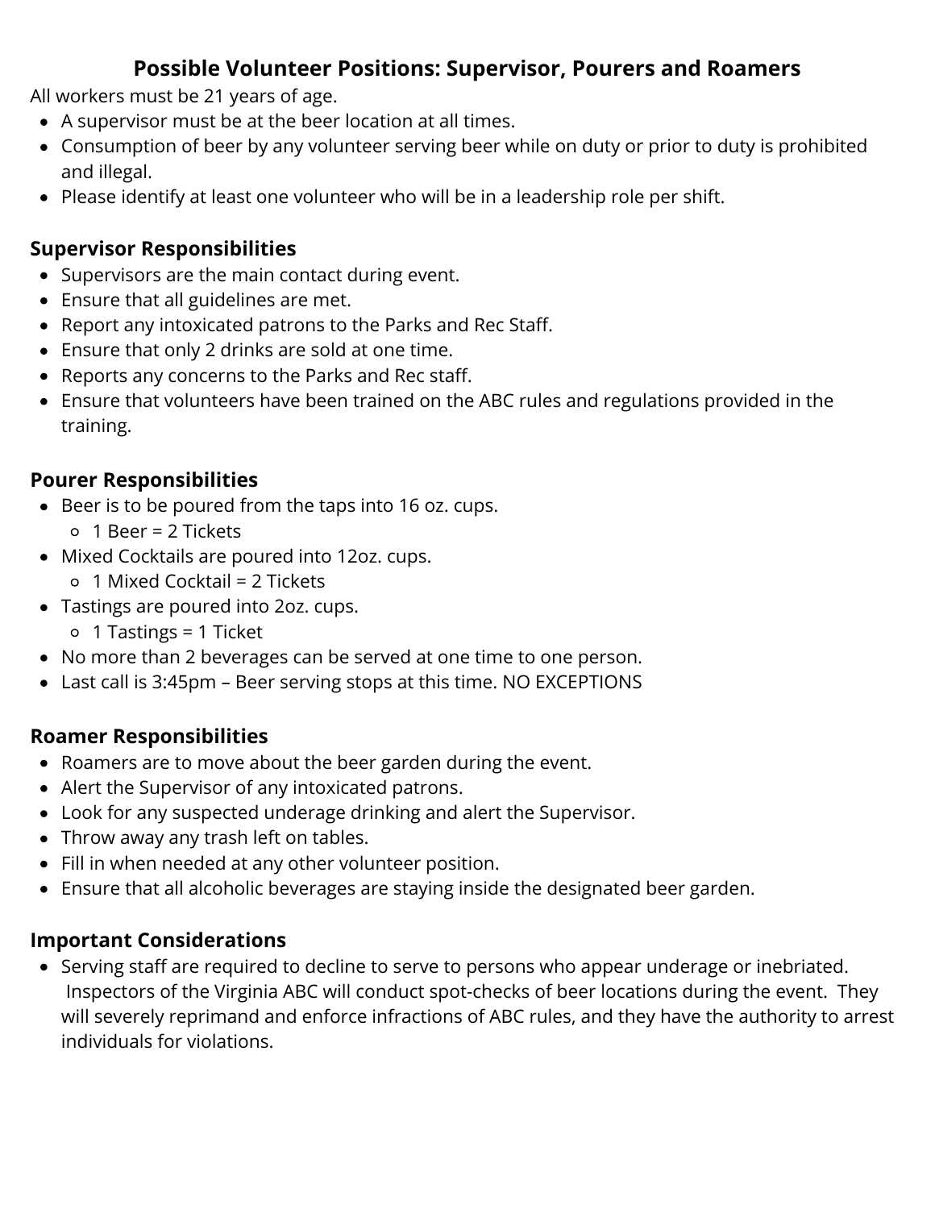## Possible Volunteer Positions: Supervisor, Pourers and Roamers

All workers must be 21 years of age.

- A supervisor must be at the beer location at all times.
- Consumption of beer by any volunteer serving beer while on duty or prior to duty is prohibited and illegal.
- Please identify at least one volunteer who will be in a leadership role per shift.

### Supervisor Responsibilities

- Supervisors are the main contact during event.
- Ensure that all guidelines are met.
- Report any intoxicated patrons to the Parks and Rec Staff.
- Ensure that only 2 drinks are sold at one time.
- Reports any concerns to the Parks and Rec staff.
- Ensure that volunteers have been trained on the ABC rules and regulations provided in the training.

### Pourer Responsibilities

- Beer is to be poured from the taps into 16 oz. cups.
  - 1 Beer = 2 Tickets
- Mixed Cocktails are poured into 12oz. cups.
  - 1 Mixed Cocktail = 2 Tickets
- Tastings are poured into 2oz. cups.
  - 1 Tastings = 1 Ticket
- No more than 2 beverages can be served at one time to one person.
- Last call is 3:45pm – Beer serving stops at this time. NO EXCEPTIONS

### Roamer Responsibilities

- Roamers are to move about the beer garden during the event.
- Alert the Supervisor of any intoxicated patrons.
- Look for any suspected underage drinking and alert the Supervisor.
- Throw away any trash left on tables.
- Fill in when needed at any other volunteer position.
- Ensure that all alcoholic beverages are staying inside the designated beer garden.

### Important Considerations

- Serving staff are required to decline to serve to persons who appear underage or inebriated. Inspectors of the Virginia ABC will conduct spot-checks of beer locations during the event. They will severely reprimand and enforce infractions of ABC rules, and they have the authority to arrest individuals for violations.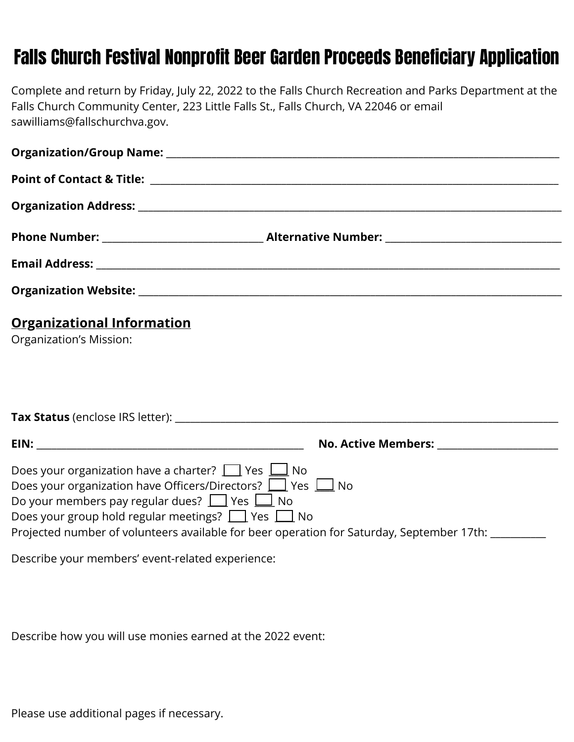# Falls Church Festival Nonprofit Beer Garden Proceeds Beneficiary Application

Complete and return by Friday, July 22, 2022 to the Falls Church Recreation and Parks Department at the Falls Church Community Center, 223 Little Falls St., Falls Church, VA 22046 or email sawilliams@fallschurchva.gov.

**Organization/Group Name:** ____________________

**Point of Contact & Title:** ____________________

**Organization Address:** ____________________

**Phone Number:** ____________________ **Alternative Number:** ____________________

**Email Address:** ____________________

**Organization Website:** ____________________

## Organizational Information

Organization's Mission:

**Tax Status** (enclose IRS letter): ____________________

**EIN:** ____________________ **No. Active Members:** ____________________

Does your organization have a charter? ☐ Yes ☐ No
Does your organization have Officers/Directors? ☐ Yes ☐ No
Do your members pay regular dues? ☐ Yes ☐ No
Does your group hold regular meetings? ☐ Yes ☐ No
Projected number of volunteers available for beer operation for Saturday, September 17th: ___________

Describe your members' event-related experience:

Describe how you will use monies earned at the 2022 event:

Please use additional pages if necessary.